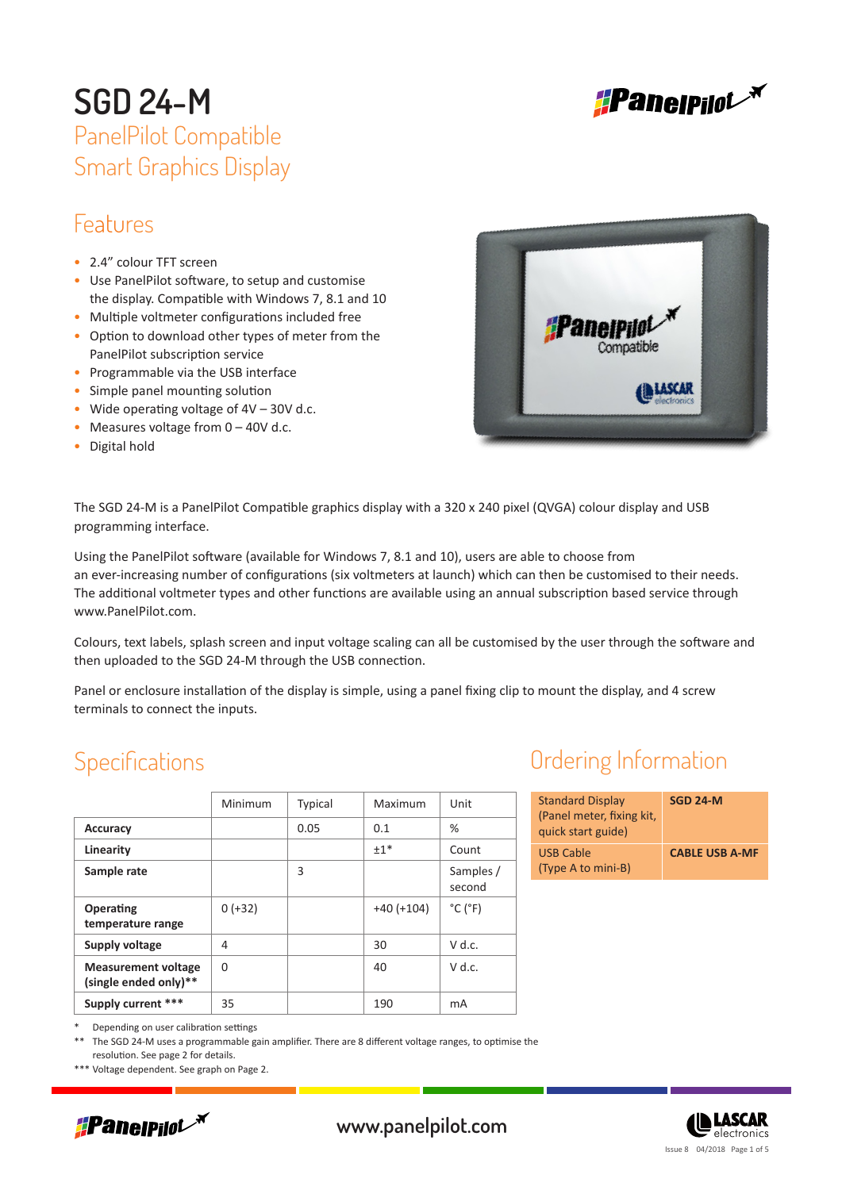# SGD 24-M

## PanelPilot Compatible
## Smart Graphics Display

## Features

- 2.4" colour TFT screen
- Use PanelPilot software, to setup and customise the display. Compatible with Windows 7, 8.1 and 10
- Multiple voltmeter configurations included free
- Option to download other types of meter from the PanelPilot subscription service
- Programmable via the USB interface
- Simple panel mounting solution
- Wide operating voltage of 4V – 30V d.c.
- Measures voltage from 0 – 40V d.c.
- Digital hold

The SGD 24-M is a PanelPilot Compatible graphics display with a 320 x 240 pixel (QVGA) colour display and USB programming interface.

Using the PanelPilot software (available for Windows 7, 8.1 and 10), users are able to choose from an ever-increasing number of configurations (six voltmeters at launch) which can then be customised to their needs. The additional voltmeter types and other functions are available using an annual subscription based service through www.PanelPilot.com.

Colours, text labels, splash screen and input voltage scaling can all be customised by the user through the software and then uploaded to the SGD 24-M through the USB connection.

Panel or enclosure installation of the display is simple, using a panel fixing clip to mount the display, and 4 screw terminals to connect the inputs.

## Specifications

| | Minimum | Typical | Maximum | Unit |
|---|---|---|---|---|
| **Accuracy** | | 0.05 | 0.1 | % |
| **Linearity** | | | ±1* | Count |
| **Sample rate** | | 3 | | Samples / second |
| **Operating temperature range** | 0 (+32) | | +40 (+104) | °C (°F) |
| **Supply voltage** | 4 | | 30 | V d.c. |
| **Measurement voltage (single ended only)**** | 0 | | 40 | V d.c. |
| **Supply current** *** | 35 | | 190 | mA |

\* Depending on user calibration settings

** The SGD 24-M uses a programmable gain amplifier. There are 8 different voltage ranges, to optimise the resolution. See page 2 for details.

*** Voltage dependent. See graph on Page 2.

## Ordering Information

| | |
|---|---|
| Standard Display (Panel meter, fixing kit, quick start guide) | **SGD 24-M** |
| USB Cable (Type A to mini-B) | **CABLE USB A-MF** |

www.panelpilot.com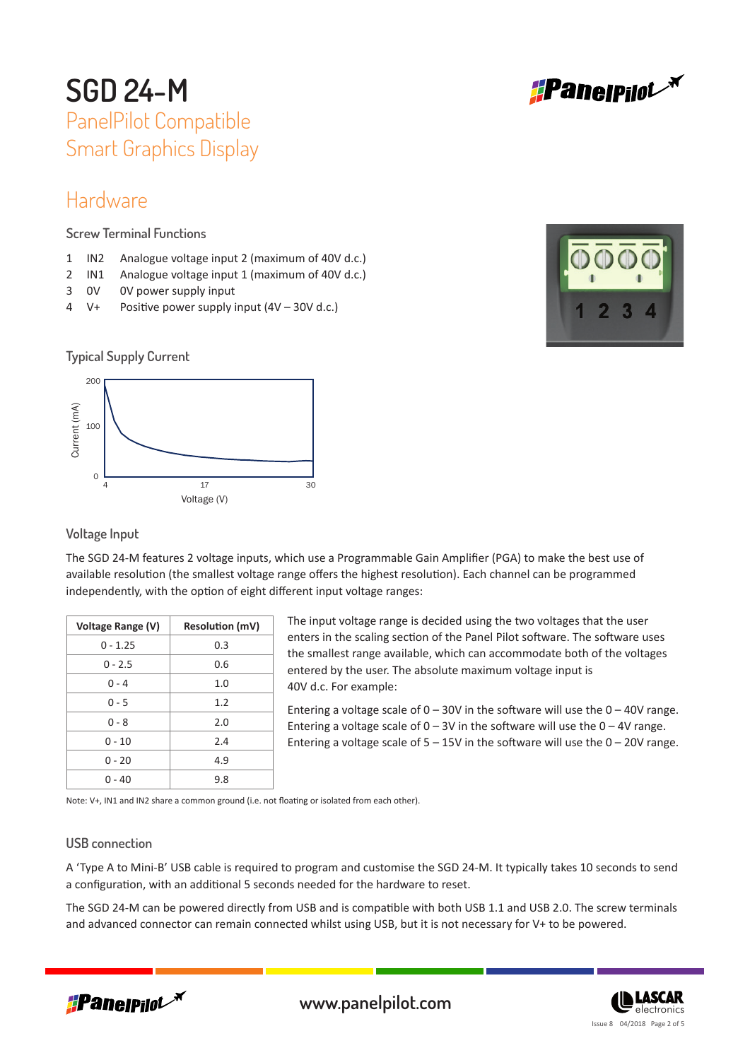# SGD 24-M

## PanelPilot Compatible Smart Graphics Display

## Hardware

### Screw Terminal Functions

1 IN2 Analogue voltage input 2 (maximum of 40V d.c.)
2 IN1 Analogue voltage input 1 (maximum of 40V d.c.)
3 0V 0V power supply input
4 V+ Positive power supply input (4V – 30V d.c.)

### Typical Supply Current

### Voltage Input

The SGD 24-M features 2 voltage inputs, which use a Programmable Gain Amplifier (PGA) to make the best use of available resolution (the smallest voltage range offers the highest resolution). Each channel can be programmed independently, with the option of eight different input voltage ranges:

| Voltage Range (V) | Resolution (mV) |
|---|---|
| 0 - 1.25 | 0.3 |
| 0 - 2.5 | 0.6 |
| 0 - 4 | 1.0 |
| 0 - 5 | 1.2 |
| 0 - 8 | 2.0 |
| 0 - 10 | 2.4 |
| 0 - 20 | 4.9 |
| 0 - 40 | 9.8 |

The input voltage range is decided using the two voltages that the user enters in the scaling section of the Panel Pilot software. The software uses the smallest range available, which can accommodate both of the voltages entered by the user. The absolute maximum voltage input is 40V d.c. For example:

Entering a voltage scale of 0 – 30V in the software will use the 0 – 40V range.
Entering a voltage scale of 0 – 3V in the software will use the 0 – 4V range.
Entering a voltage scale of 5 – 15V in the software will use the 0 – 20V range.

Note: V+, IN1 and IN2 share a common ground (i.e. not floating or isolated from each other).

### USB connection

A 'Type A to Mini-B' USB cable is required to program and customise the SGD 24-M. It typically takes 10 seconds to send a configuration, with an additional 5 seconds needed for the hardware to reset.

The SGD 24-M can be powered directly from USB and is compatible with both USB 1.1 and USB 2.0. The screw terminals and advanced connector can remain connected whilst using USB, but it is not necessary for V+ to be powered.

www.panelpilot.com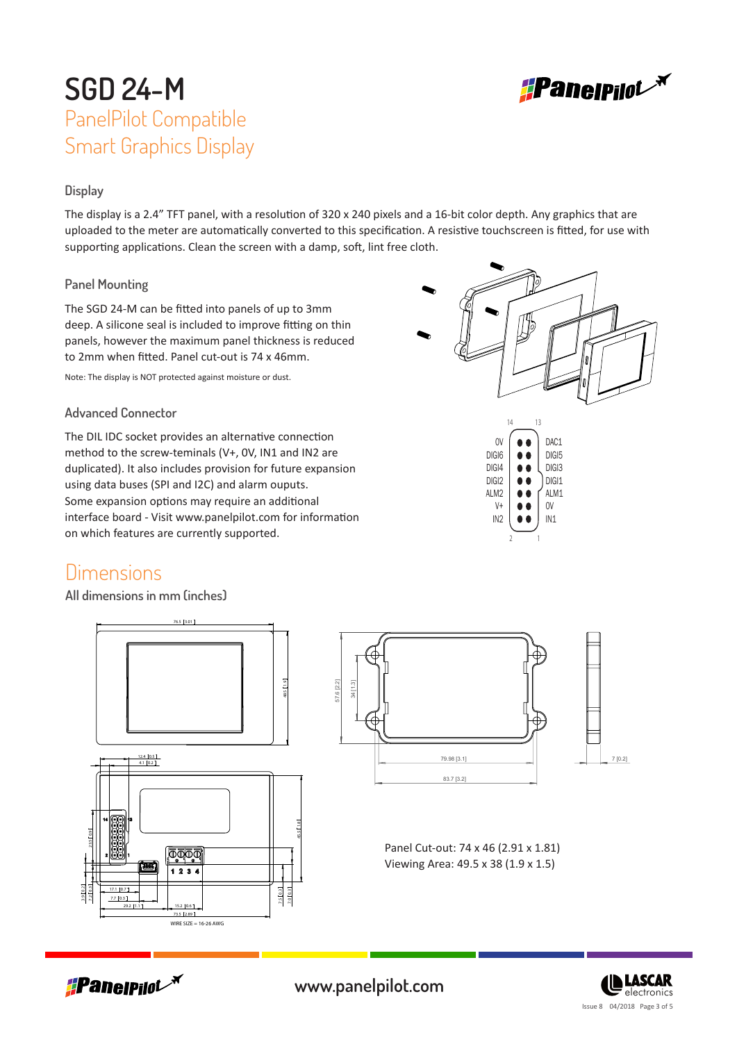# SGD 24-M

## PanelPilot Compatible Smart Graphics Display

### Display

The display is a 2.4" TFT panel, with a resolution of 320 x 240 pixels and a 16-bit color depth. Any graphics that are uploaded to the meter are automatically converted to this specification. A resistive touchscreen is fitted, for use with supporting applications. Clean the screen with a damp, soft, lint free cloth.

### Panel Mounting

The SGD 24-M can be fitted into panels of up to 3mm deep. A silicone seal is included to improve fitting on thin panels, however the maximum panel thickness is reduced to 2mm when fitted. Panel cut-out is 74 x 46mm.

Note: The display is NOT protected against moisture or dust.

### Advanced Connector

The DIL IDC socket provides an alternative connection method to the screw-terminals (V+, 0V, IN1 and IN2 are duplicated). It also includes provision for future expansion using data buses (SPI and I2C) and alarm ouputs.
Some expansion options may require an additional interface board - Visit www.panelpilot.com for information on which features are currently supported.

| Pin | Left | Right | Pin |
|---|---|---|---|
| 14 | 0V | DAC1 | 13 |
| | DIGI6 | DIGI5 | |
| | DIGI4 | DIGI3 | |
| | DIGI2 | DIGI1 | |
| | ALM2 | ALM1 | |
| | V+ | 0V | |
| 2 | IN2 | IN1 | 1 |

## Dimensions

All dimensions in mm (inches)

Panel Cut-out: 74 x 46 (2.91 x 1.81)
Viewing Area: 49.5 x 38 (1.9 x 1.5)

WIRE SIZE = 16-26 AWG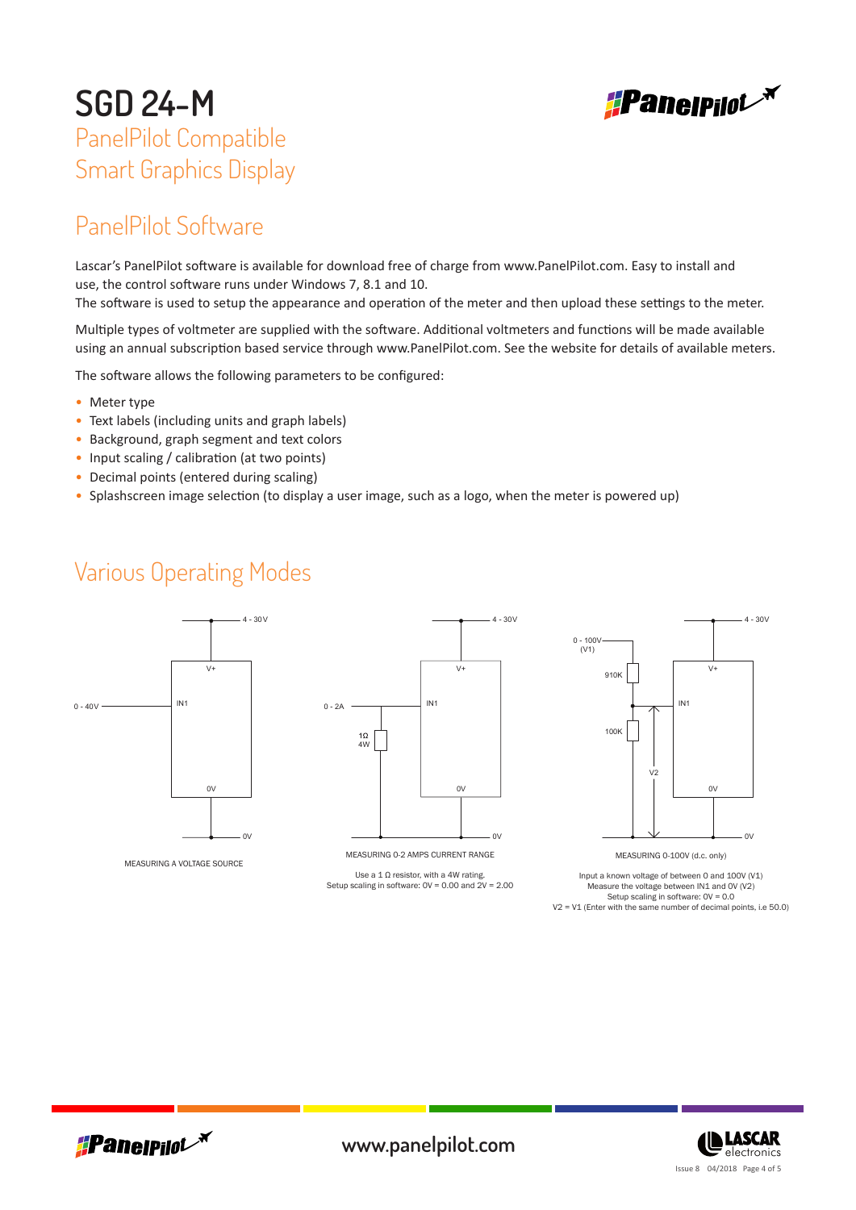# SGD 24-M

PanelPilot Compatible
Smart Graphics Display

## PanelPilot Software

Lascar's PanelPilot software is available for download free of charge from www.PanelPilot.com. Easy to install and use, the control software runs under Windows 7, 8.1 and 10.
The software is used to setup the appearance and operation of the meter and then upload these settings to the meter.

Multiple types of voltmeter are supplied with the software. Additional voltmeters and functions will be made available using an annual subscription based service through www.PanelPilot.com. See the website for details of available meters.

The software allows the following parameters to be configured:

- Meter type
- Text labels (including units and graph labels)
- Background, graph segment and text colors
- Input scaling / calibration (at two points)
- Decimal points (entered during scaling)
- Splashscreen image selection (to display a user image, such as a logo, when the meter is powered up)

## Various Operating Modes

4 - 30V
V+
0 - 40V
IN1
0V
0V

MEASURING A VOLTAGE SOURCE

4 - 30V
V+
0 - 2A
IN1
1Ω
4W
0V
0V

MEASURING 0-2 AMPS CURRENT RANGE

Use a 1 Ω resistor, with a 4W rating.
Setup scaling in software: 0V = 0.00 and 2V = 2.00

0 - 100V
(V1)
4 - 30V
V+
910K
IN1
100K
V2
0V
0V

MEASURING 0-100V (d.c. only)

Input a known voltage of between 0 and 100V (V1)
Measure the voltage between IN1 and 0V (V2)
Setup scaling in software: 0V = 0.0
V2 = V1 (Enter with the same number of decimal points, i.e 50.0)

www.panelpilot.com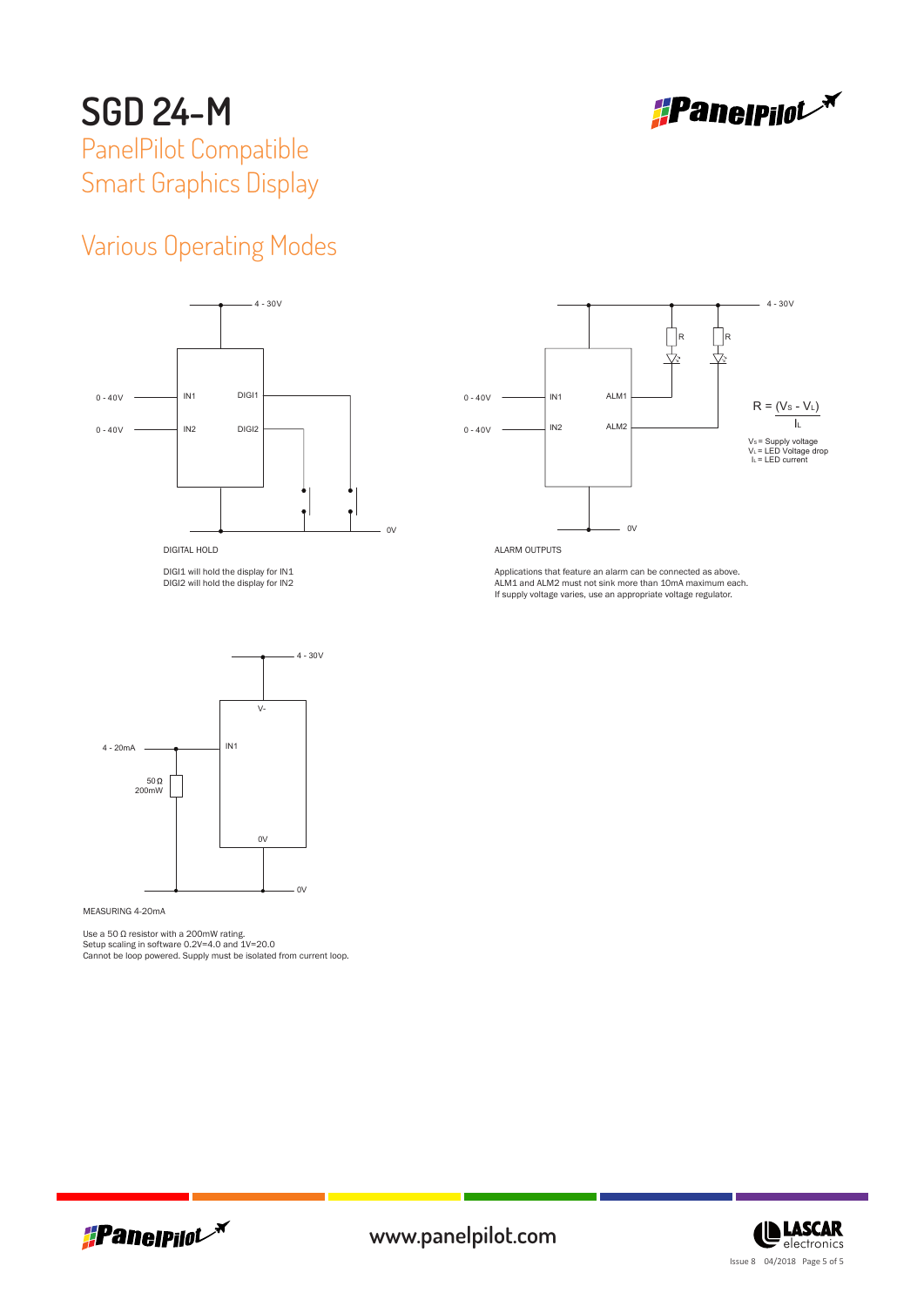# SGD 24-M

## PanelPilot Compatible Smart Graphics Display

## Various Operating Modes

4 - 30V

0 - 40V IN1 DIGI1

0 - 40V IN2 DIGI2

0V

DIGITAL HOLD

DIGI1 will hold the display for IN1
DIGI2 will hold the display for IN2

4 - 30V

R R

0 - 40V IN1 ALM1

0 - 40V IN2 ALM2

0V

$$R = \frac{(V_S - V_L)}{I_L}$$

$V_S$ = Supply voltage
$V_L$ = LED Voltage drop
$I_L$ = LED current

ALARM OUTPUTS

Applications that feature an alarm can be connected as above.
ALM1 and ALM2 must not sink more than 10mA maximum each.
If supply voltage varies, use an appropriate voltage regulator.

4 - 30V

V-

4 - 20mA IN1

50 Ω
200mW

0V

0V

MEASURING 4-20mA

Use a 50 Ω resistor with a 200mW rating.
Setup scaling in software 0.2V=4.0 and 1V=20.0
Cannot be loop powered. Supply must be isolated from current loop.

www.panelpilot.com